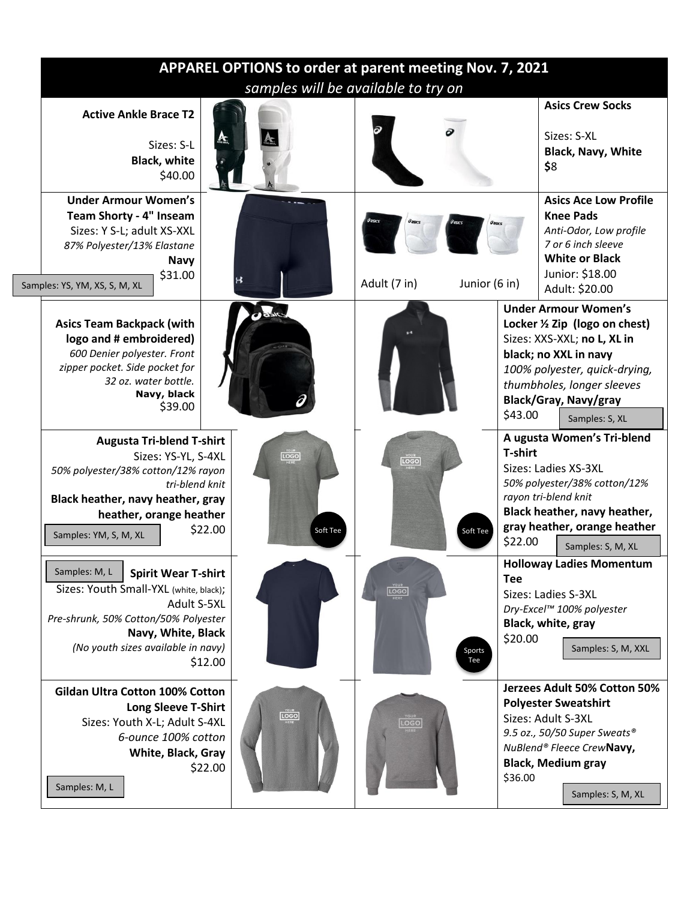# APPAREL OPTIONS to order at parent meeting Nov. 7, 2021

*samples will be available to try on*

**Active Ankle Brace T2**
Sizes: S-L
**Black, white**
$40.00

**Asics Crew Socks**
Sizes: S-XL
**Black, Navy, White**
**$**8

**Under Armour Women's Team Shorty - 4" Inseam**
Sizes: Y S-L; adult XS-XXL
*87% Polyester/13% Elastane*
**Navy**
$31.00
Samples: YS, YM, XS, S, M, XL

**Asics Ace Low Profile Knee Pads**
*Anti-Odor, Low profile*
*7 or 6 inch sleeve*
**White or Black**
Junior: $18.00
Adult: $20.00
Adult (7 in) Junior (6 in)

**Asics Team Backpack (with logo and # embroidered)**
*600 Denier polyester. Front zipper pocket. Side pocket for 32 oz. water bottle.*
**Navy, black**
$39.00

**Under Armour Women's Locker ½ Zip (logo on chest)**
Sizes: XXS-XXL; **no L, XL in black; no XXL in navy**
*100% polyester, quick-drying, thumbholes, longer sleeves*
**Black/Gray, Navy/gray**
$43.00
Samples: S, XL

**Augusta Tri-blend T-shirt**
Sizes: YS-YL, S-4XL
*50% polyester/38% cotton/12% rayon tri-blend knit*
**Black heather, navy heather, gray heather, orange heather**
$22.00
Samples: YM, S, M, XL
Soft Tee

**A ugusta Women's Tri-blend T-shirt**
Sizes: Ladies XS-3XL
*50% polyester/38% cotton/12% rayon tri-blend knit*
**Black heather, navy heather, gray heather, orange heather**
$22.00
Samples: S, M, XL
Soft Tee

**Spirit Wear T-shirt**
Samples: M, L
Sizes: Youth Small-YXL (white, black); Adult S-5XL
*Pre-shrunk, 50% Cotton/50% Polyester*
**Navy, White, Black**
*(No youth sizes available in navy)*
$12.00

**Holloway Ladies Momentum Tee**
Sizes: Ladies S-3XL
*Dry-Excel™ 100% polyester*
**Black, white, gray**
$20.00
Samples: S, M, XXL
Sports Tee

**Gildan Ultra Cotton 100% Cotton Long Sleeve T-Shirt**
Sizes: Youth X-L; Adult S-4XL
*6-ounce 100% cotton*
**White, Black, Gray**
$22.00
Samples: M, L

**Jerzees Adult 50% Cotton 50% Polyester Sweatshirt**
Sizes: Adult S-3XL
*9.5 oz., 50/50 Super Sweats® NuBlend® Fleece Crew*
**Navy, Black, Medium gray**
$36.00
Samples: S, M, XL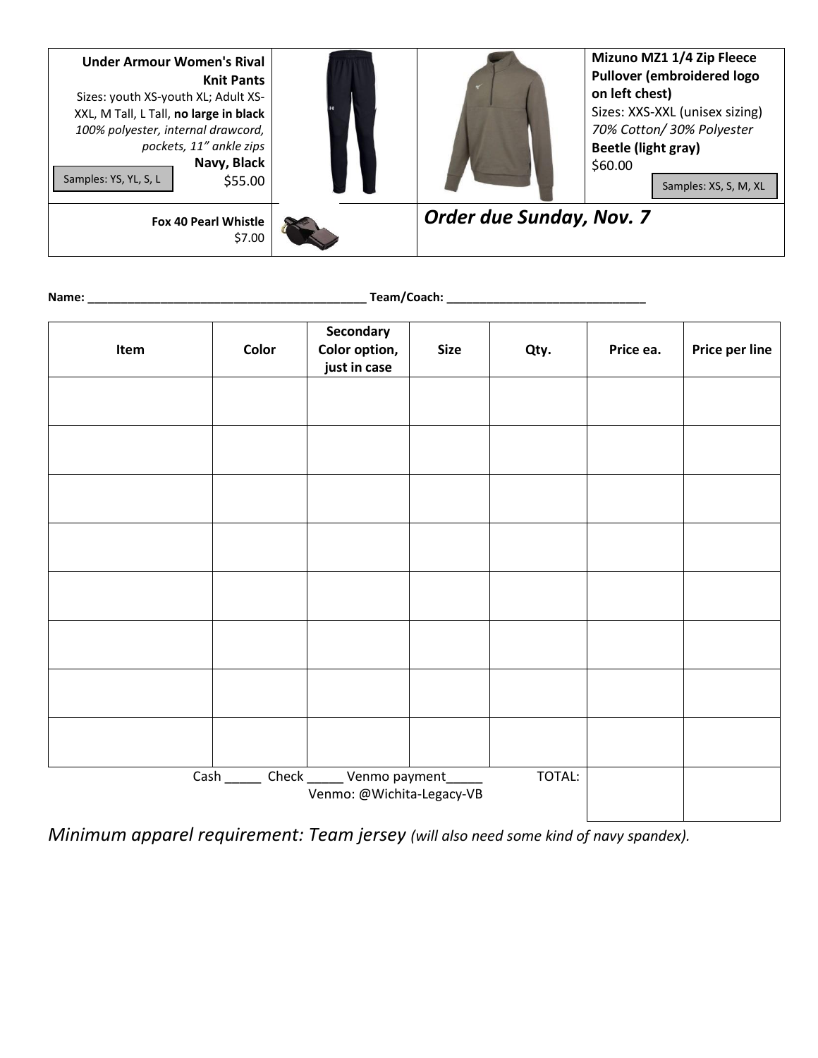| **Under Armour Women's Rival Knit Pants**<br>Sizes: youth XS-youth XL; Adult XS-XXL, M Tall, L Tall, **no large in black**<br>*100% polyester, internal drawcord, pockets, 11" ankle zips*<br>**Navy, Black**<br>$55.00<br>Samples: YS, YL, S, L | | | **Mizuno MZ1 1/4 Zip Fleece Pullover (embroidered logo on left chest)**<br>Sizes: XXS-XXL (unisex sizing)<br>*70% Cotton/ 30% Polyester*<br>**Beetle (light gray)**<br>$60.00<br>Samples: XS, S, M, XL |
|---|---|---|---|
| **Fox 40 Pearl Whistle**<br>$7.00 | | ***Order due Sunday, Nov. 7*** | |

**Name:** ________________________________________ **Team/Coach:** ____________________________

| Item | Color | Secondary Color option, just in case | Size | Qty. | Price ea. | Price per line |
|---|---|---|---|---|---|---|
| | | | | | | |
| | | | | | | |
| | | | | | | |
| | | | | | | |
| | | | | | | |
| | | | | | | |
| | | | | | | |
| | | | | | | |
| Cash _____ Check _____ Venmo payment_____<br>Venmo: @Wichita-Legacy-VB | | | | TOTAL: | | |

*Minimum apparel requirement: Team jersey (will also need some kind of navy spandex).*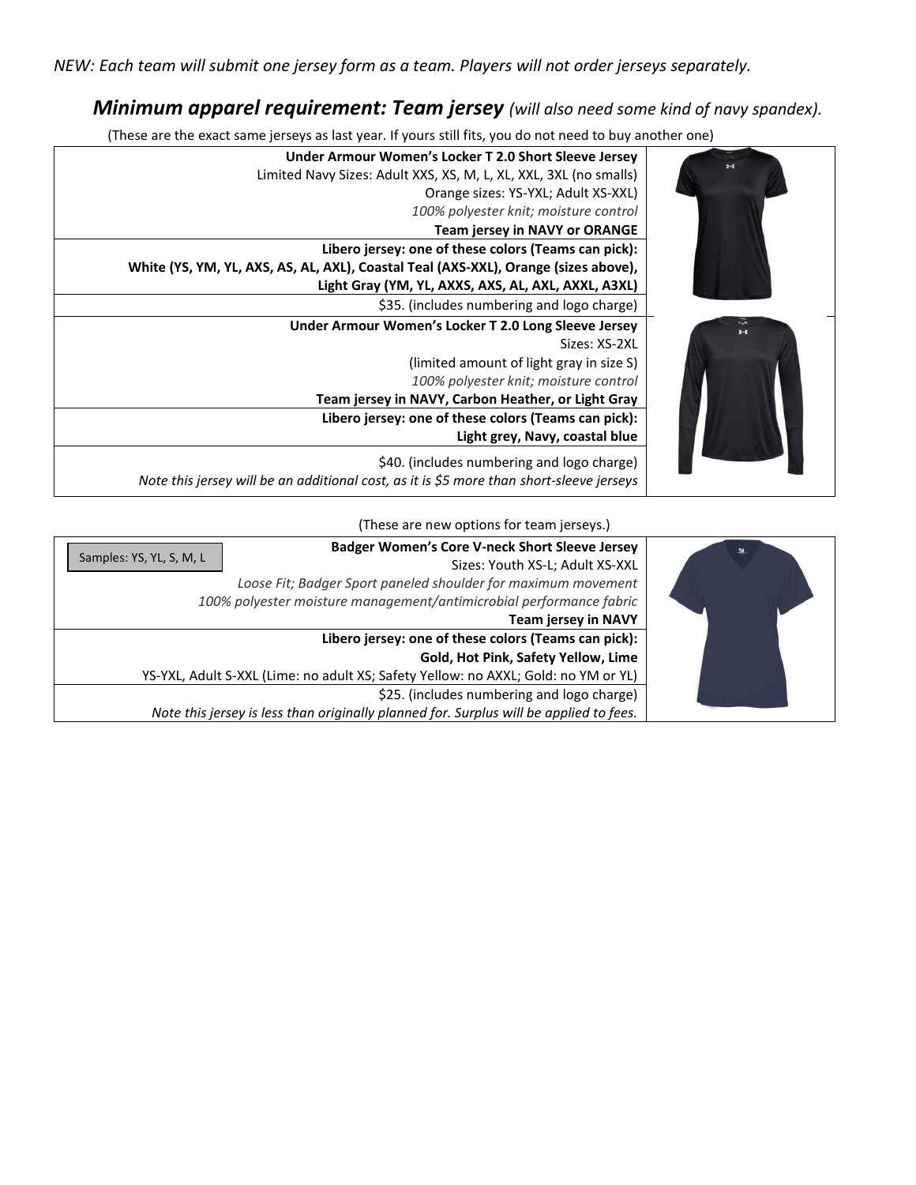*NEW: Each team will submit one jersey form as a team. Players will not order jerseys separately.*

## ***Minimum apparel requirement: Team jersey*** *(will also need some kind of navy spandex).*

(These are the exact same jerseys as last year. If yours still fits, you do not need to buy another one)

| |
|---|
| **Under Armour Women's Locker T 2.0 Short Sleeve Jersey**<br>Limited Navy Sizes: Adult XXS, XS, M, L, XL, XXL, 3XL (no smalls)<br>Orange sizes: YS-YXL; Adult XS-XXL)<br>*100% polyester knit; moisture control*<br>**Team jersey in NAVY or ORANGE** |
| **Libero jersey: one of these colors (Teams can pick):**<br>**White (YS, YM, YL, AXS, AS, AL, AXL), Coastal Teal (AXS-XXL), Orange (sizes above),**<br>**Light Gray (YM, YL, AXXS, AXS, AL, AXL, AXXL, A3XL)** |
| $35. (includes numbering and logo charge) |
| **Under Armour Women's Locker T 2.0 Long Sleeve Jersey**<br>Sizes: XS-2XL<br>(limited amount of light gray in size S)<br>*100% polyester knit; moisture control*<br>**Team jersey in NAVY, Carbon Heather, or Light Gray** |
| **Libero jersey: one of these colors (Teams can pick):**<br>**Light grey, Navy, coastal blue** |
| $40. (includes numbering and logo charge)<br>*Note this jersey will be an additional cost, as it is $5 more than short-sleeve jerseys* |

(These are new options for team jerseys.)

| |
|---|
| Samples: YS, YL, S, M, L<br>**Badger Women's Core V-neck Short Sleeve Jersey**<br>Sizes: Youth XS-L; Adult XS-XXL<br>*Loose Fit; Badger Sport paneled shoulder for maximum movement*<br>*100% polyester moisture management/antimicrobial performance fabric*<br>**Team jersey in NAVY** |
| **Libero jersey: one of these colors (Teams can pick):**<br>**Gold, Hot Pink, Safety Yellow, Lime**<br>YS-YXL, Adult S-XXL (Lime: no adult XS; Safety Yellow: no AXXL; Gold: no YM or YL) |
| $25. (includes numbering and logo charge)<br>*Note this jersey is less than originally planned for. Surplus will be applied to fees.* |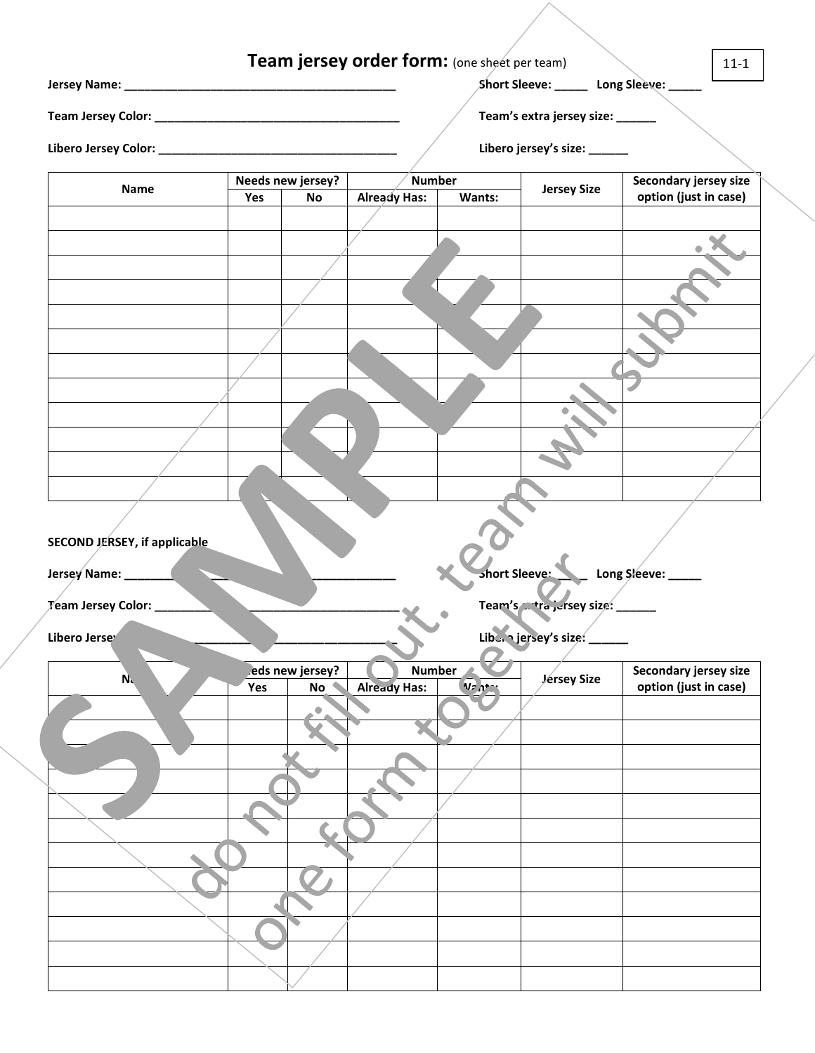# Team jersey order form: (one sheet per team)

11-1

**Jersey Name:** ________________________________________ **Short Sleeve:** _____ **Long Sleeve:** _____

**Team Jersey Color:** ____________________________________ **Team's extra jersey size:** ______

**Libero Jersey Color:** ___________________________________ **Libero jersey's size:** ______

| Name | Needs new jersey? | | Number | | Jersey Size | Secondary jersey size option (just in case) |
|---|---|---|---|---|---|---|
| | Yes | No | Already Has: | Wants: | | |
| | | | | | | |
| | | | | | | |
| | | | | | | |
| | | | | | | |
| | | | | | | |
| | | | | | | |
| | | | | | | |
| | | | | | | |
| | | | | | | |
| | | | | | | |
| | | | | | | |
| | | | | | | |

SAMPLE

do not fill out. team will submit one form together

**SECOND JERSEY, if applicable**

**Jersey Name:** ________________________________________ **Short Sleeve:** _____ **Long Sleeve:** _____

**Team Jersey Color:** ____________________________________ **Team's extra jersey size:** ______

**Libero Jersey Color:** ___________________________________ **Libero jersey's size:** ______

| Name | Needs new jersey? | | Number | | Jersey Size | Secondary jersey size option (just in case) |
|---|---|---|---|---|---|---|
| | Yes | No | Already Has: | Wants: | | |
| | | | | | | |
| | | | | | | |
| | | | | | | |
| | | | | | | |
| | | | | | | |
| | | | | | | |
| | | | | | | |
| | | | | | | |
| | | | | | | |
| | | | | | | |
| | | | | | | |
| | | | | | | |